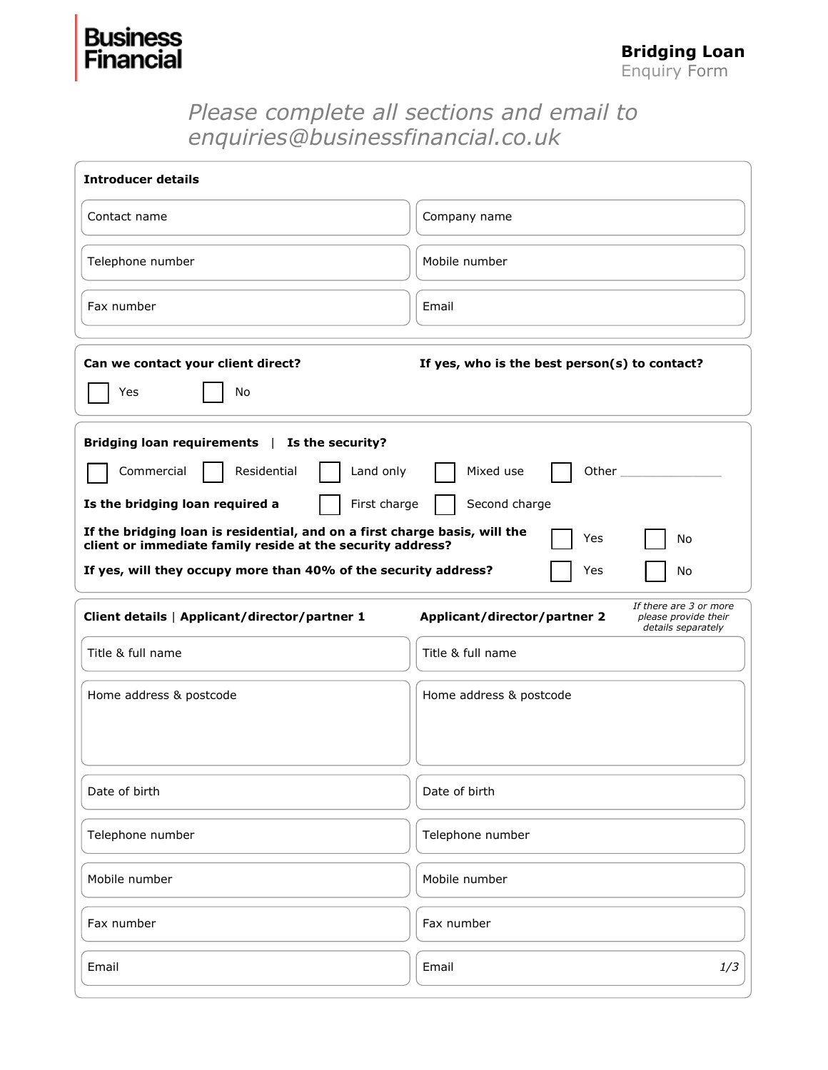**Business Financial**

# Bridging Loan
Enquiry Form

*Please complete all sections and email to enquiries@businessfinancial.co.uk*

## Introducer details

| | |
|---|---|
| Contact name | Company name |
| Telephone number | Mobile number |
| Fax number | Email |

**Can we contact your client direct?**

☐ Yes ☐ No

**If yes, who is the best person(s) to contact?**

## Bridging loan requirements | Is the security?

☐ Commercial ☐ Residential ☐ Land only ☐ Mixed use ☐ Other ______________

**Is the bridging loan required a** ☐ First charge ☐ Second charge

**If the bridging loan is residential, and on a first charge basis, will the client or immediate family reside at the security address?** ☐ Yes ☐ No

**If yes, will they occupy more than 40% of the security address?** ☐ Yes ☐ No

## Client details

*If there are 3 or more please provide their details separately*

| Applicant/director/partner 1 | Applicant/director/partner 2 |
|---|---|
| Title & full name | Title & full name |
| Home address & postcode | Home address & postcode |
| Date of birth | Date of birth |
| Telephone number | Telephone number |
| Mobile number | Mobile number |
| Fax number | Fax number |
| Email | Email |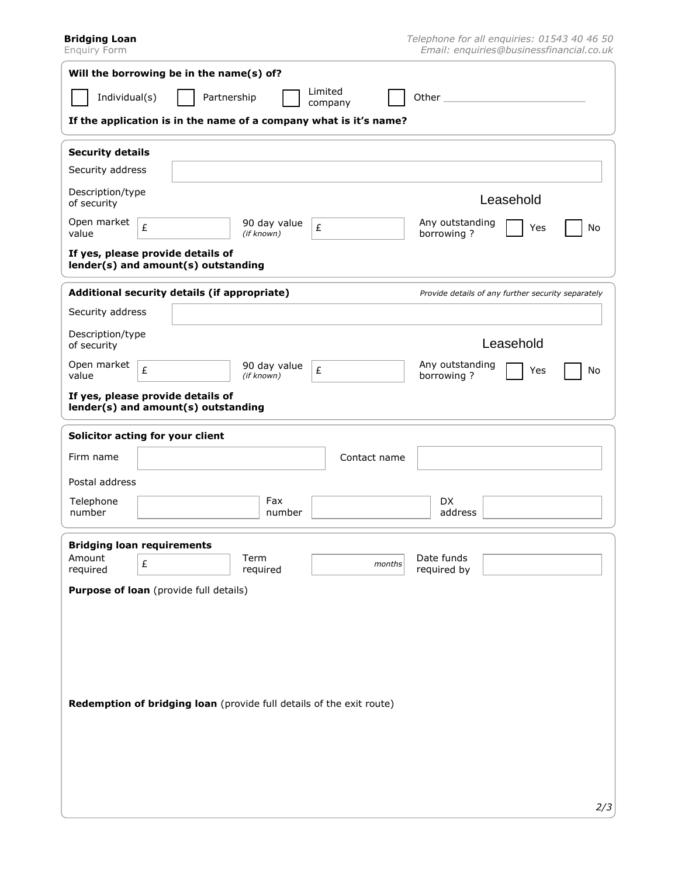**Bridging Loan**
Enquiry Form

*Telephone for all enquiries: 01543 40 46 50*
*Email: enquiries@businessfinancial.co.uk*

**Will the borrowing be in the name(s) of?**

☐ Individual(s) ☐ Partnership ☐ Limited company ☐ Other ____________

**If the application is in the name of a company what is it's name?**

**Security details**

Security address

Description/type of security: Leasehold

Open market value £ | 90 day value *(if known)* £ | Any outstanding borrowing ? ☐ Yes ☐ No

**If yes, please provide details of lender(s) and amount(s) outstanding**

**Additional security details (if appropriate)** *Provide details of any further security separately*

Security address

Description/type of security: Leasehold

Open market value £ | 90 day value *(if known)* £ | Any outstanding borrowing ? ☐ Yes ☐ No

**If yes, please provide details of lender(s) and amount(s) outstanding**

**Solicitor acting for your client**

Firm name | Contact name

Postal address

Telephone number | Fax number | DX address

**Bridging loan requirements**

Amount required £ | Term required *months* | Date funds required by

**Purpose of loan** (provide full details)

**Redemption of bridging loan** (provide full details of the exit route)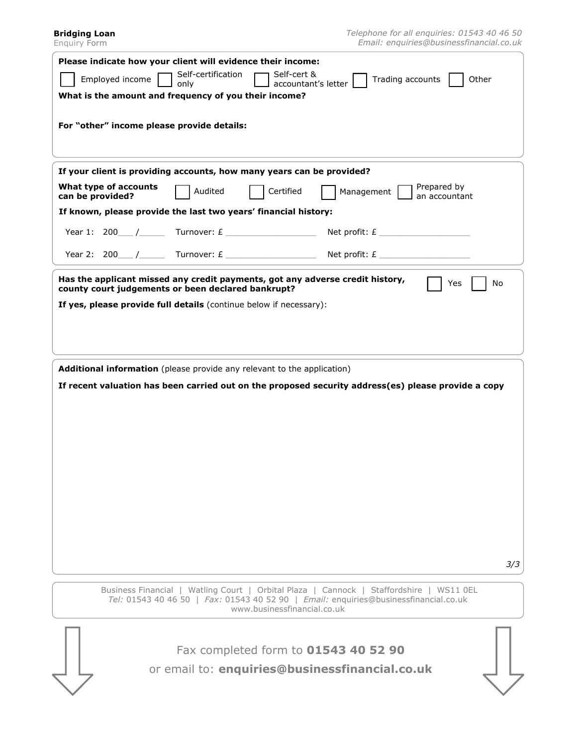**Please indicate how your client will evidence their income:**

☐ Employed income ☐ Self-certification only ☐ Self-cert & accountant's letter ☐ Trading accounts ☐ Other

**What is the amount and frequency of you their income?**

**For "other" income please provide details:**

**If your client is providing accounts, how many years can be provided?**

**What type of accounts can be provided?** ☐ Audited ☐ Certified ☐ Management ☐ Prepared by an accountant

**If known, please provide the last two years' financial history:**

Year 1: 200___ /_____ Turnover: £ __________________ Net profit: £ __________________

Year 2: 200___ /_____ Turnover: £ __________________ Net profit: £ __________________

**Has the applicant missed any credit payments, got any adverse credit history, county court judgements or been declared bankrupt?** ☐ Yes ☐ No

**If yes, please provide full details** (continue below if necessary):

**Additional information** (please provide any relevant to the application)

**If recent valuation has been carried out on the proposed security address(es) please provide a copy**

Business Financial | Watling Court | Orbital Plaza | Cannock | Staffordshire | WS11 0EL
*Tel:* 01543 40 46 50 | *Fax:* 01543 40 52 90 | *Email:* enquiries@businessfinancial.co.uk
www.businessfinancial.co.uk

Fax completed form to **01543 40 52 90**

or email to: **enquiries@businessfinancial.co.uk**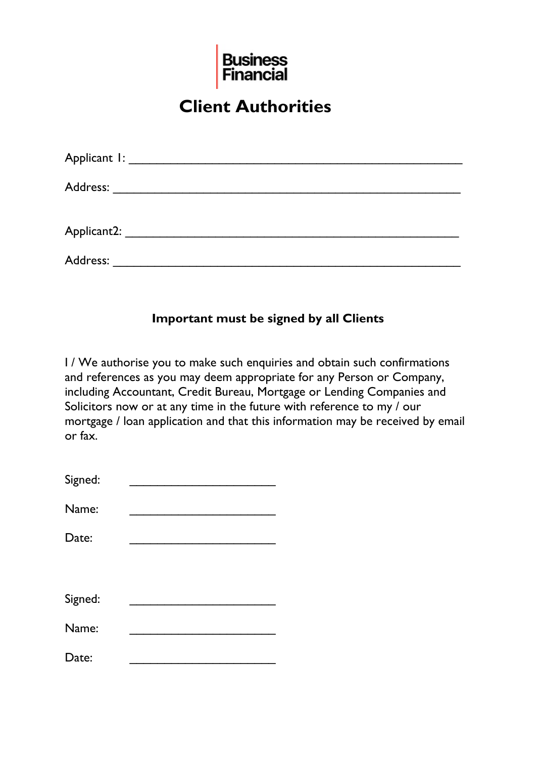Business Financial

# Client Authorities

Applicant 1: ________________________________________________

Address: ___________________________________________________

Applicant2: _________________________________________________

Address: ___________________________________________________

**Important must be signed by all Clients**

I / We authorise you to make such enquiries and obtain such confirmations and references as you may deem appropriate for any Person or Company, including Accountant, Credit Bureau, Mortgage or Lending Companies and Solicitors now or at any time in the future with reference to my / our mortgage / loan application and that this information may be received by email or fax.

Signed: ______________________

Name: ______________________

Date: ______________________

Signed: ______________________

Name: ______________________

Date: ______________________